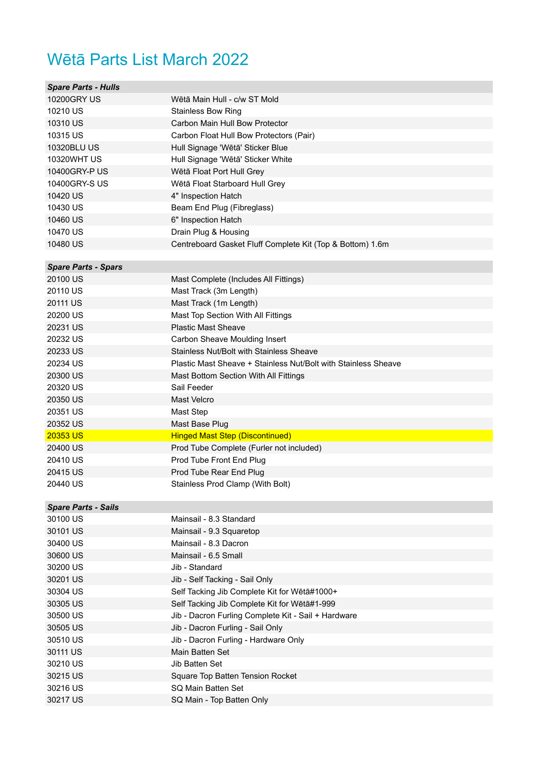# Wētā Parts List March 2022

| ***Spare Parts - Hulls*** | |
|---|---|
| 10200GRY US | Wētā Main Hull - c/w ST Mold |
| 10210 US | Stainless Bow Ring |
| 10310 US | Carbon Main Hull Bow Protector |
| 10315 US | Carbon Float Hull Bow Protectors (Pair) |
| 10320BLU US | Hull Signage 'Wētā' Sticker Blue |
| 10320WHT US | Hull Signage 'Wētā' Sticker White |
| 10400GRY-P US | Wētā Float Port Hull Grey |
| 10400GRY-S US | Wētā Float Starboard Hull Grey |
| 10420 US | 4" Inspection Hatch |
| 10430 US | Beam End Plug (Fibreglass) |
| 10460 US | 6" Inspection Hatch |
| 10470 US | Drain Plug & Housing |
| 10480 US | Centreboard Gasket Fluff Complete Kit (Top & Bottom) 1.6m |

| ***Spare Parts - Spars*** | |
|---|---|
| 20100 US | Mast Complete (Includes All Fittings) |
| 20110 US | Mast Track (3m Length) |
| 20111 US | Mast Track (1m Length) |
| 20200 US | Mast Top Section With All Fittings |
| 20231 US | Plastic Mast Sheave |
| 20232 US | Carbon Sheave Moulding Insert |
| 20233 US | Stainless Nut/Bolt with Stainless Sheave |
| 20234 US | Plastic Mast Sheave + Stainless Nut/Bolt with Stainless Sheave |
| 20300 US | Mast Bottom Section With All Fittings |
| 20320 US | Sail Feeder |
| 20350 US | Mast Velcro |
| 20351 US | Mast Step |
| 20352 US | Mast Base Plug |
| 20353 US | Hinged Mast Step (Discontinued) |
| 20400 US | Prod Tube Complete (Furler not included) |
| 20410 US | Prod Tube Front End Plug |
| 20415 US | Prod Tube Rear End Plug |
| 20440 US | Stainless Prod Clamp (With Bolt) |

| ***Spare Parts - Sails*** | |
|---|---|
| 30100 US | Mainsail - 8.3 Standard |
| 30101 US | Mainsail - 9.3 Squaretop |
| 30400 US | Mainsail - 8.3 Dacron |
| 30600 US | Mainsail - 6.5 Small |
| 30200 US | Jib - Standard |
| 30201 US | Jib - Self Tacking - Sail Only |
| 30304 US | Self Tacking Jib Complete Kit for Wētā#1000+ |
| 30305 US | Self Tacking Jib Complete Kit for Wētā#1-999 |
| 30500 US | Jib - Dacron Furling Complete Kit - Sail + Hardware |
| 30505 US | Jib - Dacron Furling - Sail Only |
| 30510 US | Jib - Dacron Furling - Hardware Only |
| 30111 US | Main Batten Set |
| 30210 US | Jib Batten Set |
| 30215 US | Square Top Batten Tension Rocket |
| 30216 US | SQ Main Batten Set |
| 30217 US | SQ Main - Top Batten Only |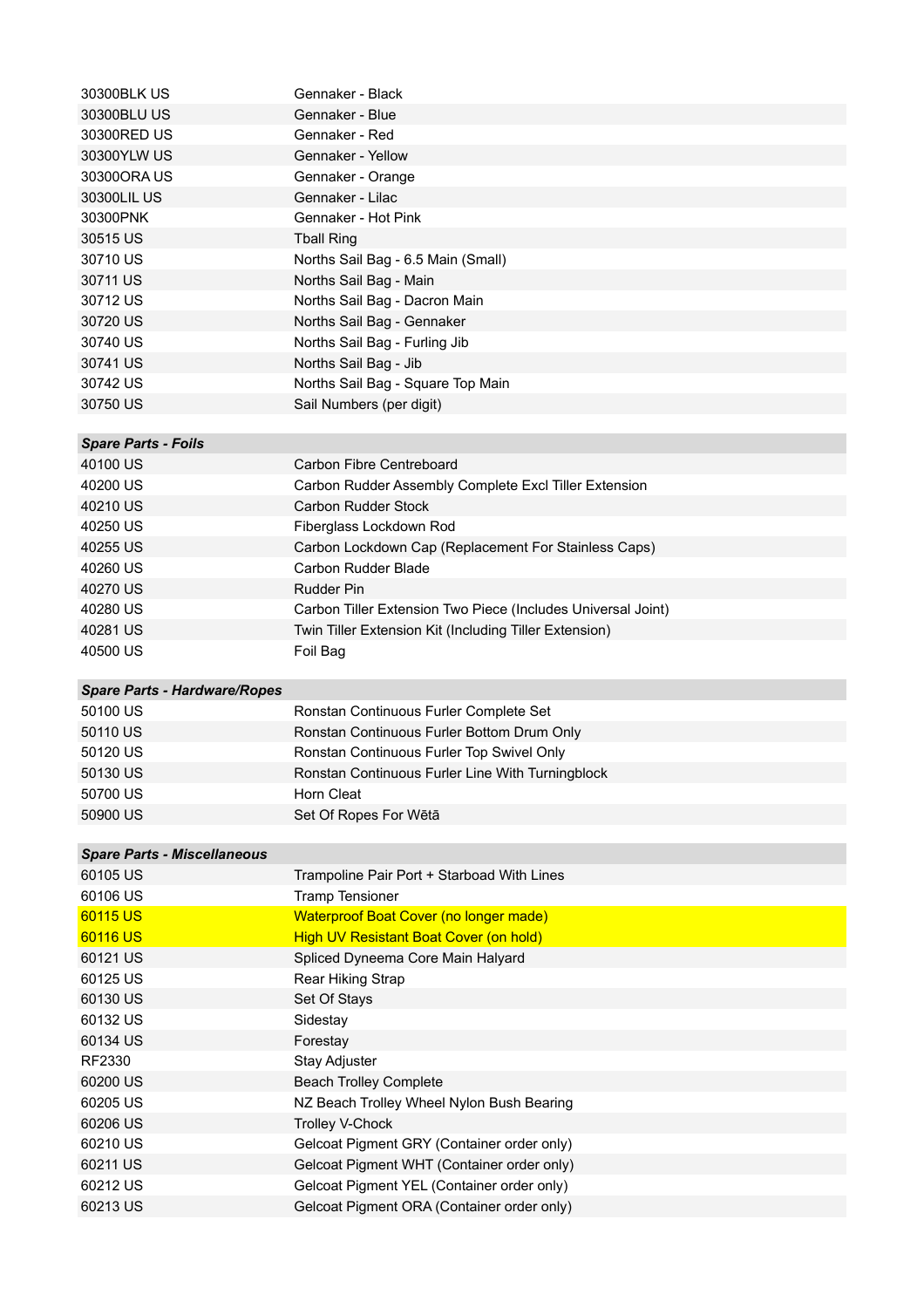| | |
|---|---|
| 30300BLK US | Gennaker - Black |
| 30300BLU US | Gennaker - Blue |
| 30300RED US | Gennaker - Red |
| 30300YLW US | Gennaker - Yellow |
| 30300ORA US | Gennaker - Orange |
| 30300LIL US | Gennaker - Lilac |
| 30300PNK | Gennaker - Hot Pink |
| 30515 US | Tball Ring |
| 30710 US | Norths Sail Bag - 6.5 Main (Small) |
| 30711 US | Norths Sail Bag - Main |
| 30712 US | Norths Sail Bag - Dacron Main |
| 30720 US | Norths Sail Bag - Gennaker |
| 30740 US | Norths Sail Bag - Furling Jib |
| 30741 US | Norths Sail Bag - Jib |
| 30742 US | Norths Sail Bag - Square Top Main |
| 30750 US | Sail Numbers (per digit) |

| ***Spare Parts - Foils*** | |
|---|---|
| 40100 US | Carbon Fibre Centreboard |
| 40200 US | Carbon Rudder Assembly Complete Excl Tiller Extension |
| 40210 US | Carbon Rudder Stock |
| 40250 US | Fiberglass Lockdown Rod |
| 40255 US | Carbon Lockdown Cap (Replacement For Stainless Caps) |
| 40260 US | Carbon Rudder Blade |
| 40270 US | Rudder Pin |
| 40280 US | Carbon Tiller Extension Two Piece (Includes Universal Joint) |
| 40281 US | Twin Tiller Extension Kit (Including Tiller Extension) |
| 40500 US | Foil Bag |

| ***Spare Parts - Hardware/Ropes*** | |
|---|---|
| 50100 US | Ronstan Continuous Furler Complete Set |
| 50110 US | Ronstan Continuous Furler Bottom Drum Only |
| 50120 US | Ronstan Continuous Furler Top Swivel Only |
| 50130 US | Ronstan Continuous Furler Line With Turningblock |
| 50700 US | Horn Cleat |
| 50900 US | Set Of Ropes For Wētā |

| ***Spare Parts - Miscellaneous*** | |
|---|---|
| 60105 US | Trampoline Pair Port + Starboad With Lines |
| 60106 US | Tramp Tensioner |
| 60115 US | Waterproof Boat Cover (no longer made) |
| 60116 US | High UV Resistant Boat Cover (on hold) |
| 60121 US | Spliced Dyneema Core Main Halyard |
| 60125 US | Rear Hiking Strap |
| 60130 US | Set Of Stays |
| 60132 US | Sidestay |
| 60134 US | Forestay |
| RF2330 | Stay Adjuster |
| 60200 US | Beach Trolley Complete |
| 60205 US | NZ Beach Trolley Wheel Nylon Bush Bearing |
| 60206 US | Trolley V-Chock |
| 60210 US | Gelcoat Pigment GRY (Container order only) |
| 60211 US | Gelcoat Pigment WHT (Container order only) |
| 60212 US | Gelcoat Pigment YEL (Container order only) |
| 60213 US | Gelcoat Pigment ORA (Container order only) |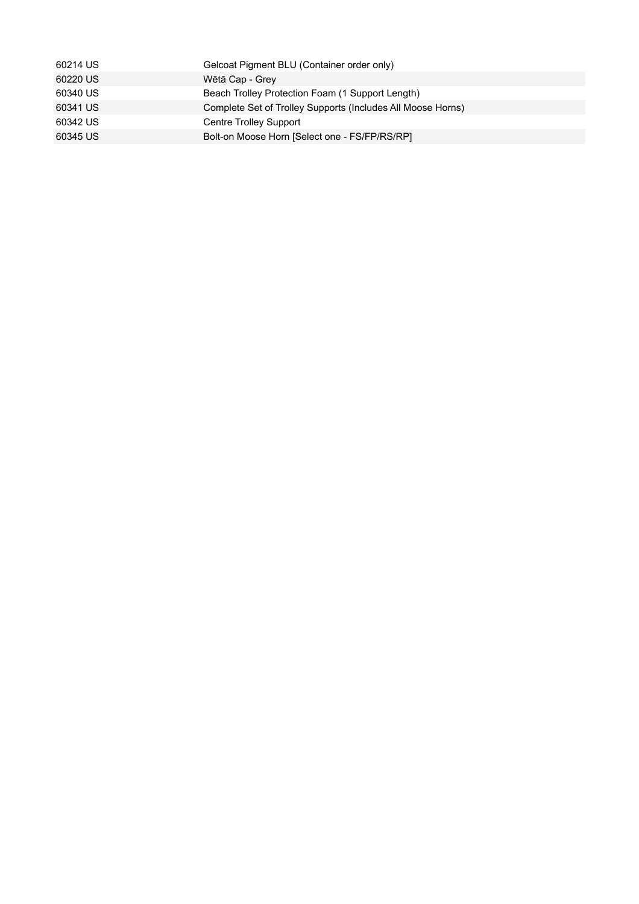| | |
|---|---|
| 60214 US | Gelcoat Pigment BLU (Container order only) |
| 60220 US | Wētā Cap - Grey |
| 60340 US | Beach Trolley Protection Foam (1 Support Length) |
| 60341 US | Complete Set of Trolley Supports (Includes All Moose Horns) |
| 60342 US | Centre Trolley Support |
| 60345 US | Bolt-on Moose Horn [Select one - FS/FP/RS/RP] |